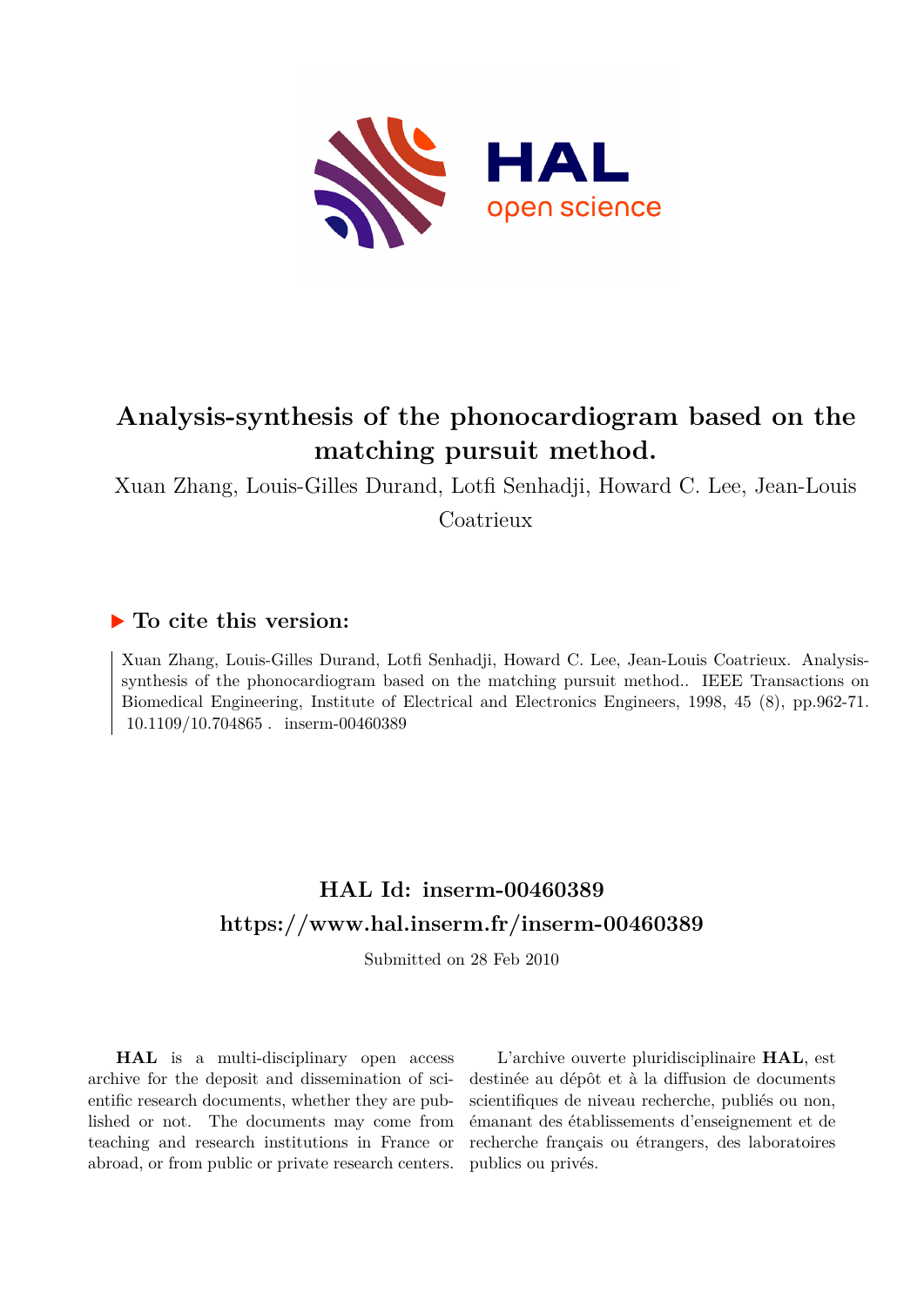# Analysis-synthesis of the phonocardiogram based on the matching pursuit method.

Xuan Zhang, Louis-Gilles Durand, Lotfi Senhadji, Howard C. Lee, Jean-Louis Coatrieux

## To cite this version:

Xuan Zhang, Louis-Gilles Durand, Lotfi Senhadji, Howard C. Lee, Jean-Louis Coatrieux. Analysis-synthesis of the phonocardiogram based on the matching pursuit method.. IEEE Transactions on Biomedical Engineering, Institute of Electrical and Electronics Engineers, 1998, 45 (8), pp.962-71. 10.1109/10.704865 . inserm-00460389

## HAL Id: inserm-00460389
## https://www.hal.inserm.fr/inserm-00460389

Submitted on 28 Feb 2010

**HAL** is a multi-disciplinary open access archive for the deposit and dissemination of scientific research documents, whether they are published or not. The documents may come from teaching and research institutions in France or abroad, or from public or private research centers.

L'archive ouverte pluridisciplinaire **HAL**, est destinée au dépôt et à la diffusion de documents scientifiques de niveau recherche, publiés ou non, émanant des établissements d'enseignement et de recherche français ou étrangers, des laboratoires publics ou privés.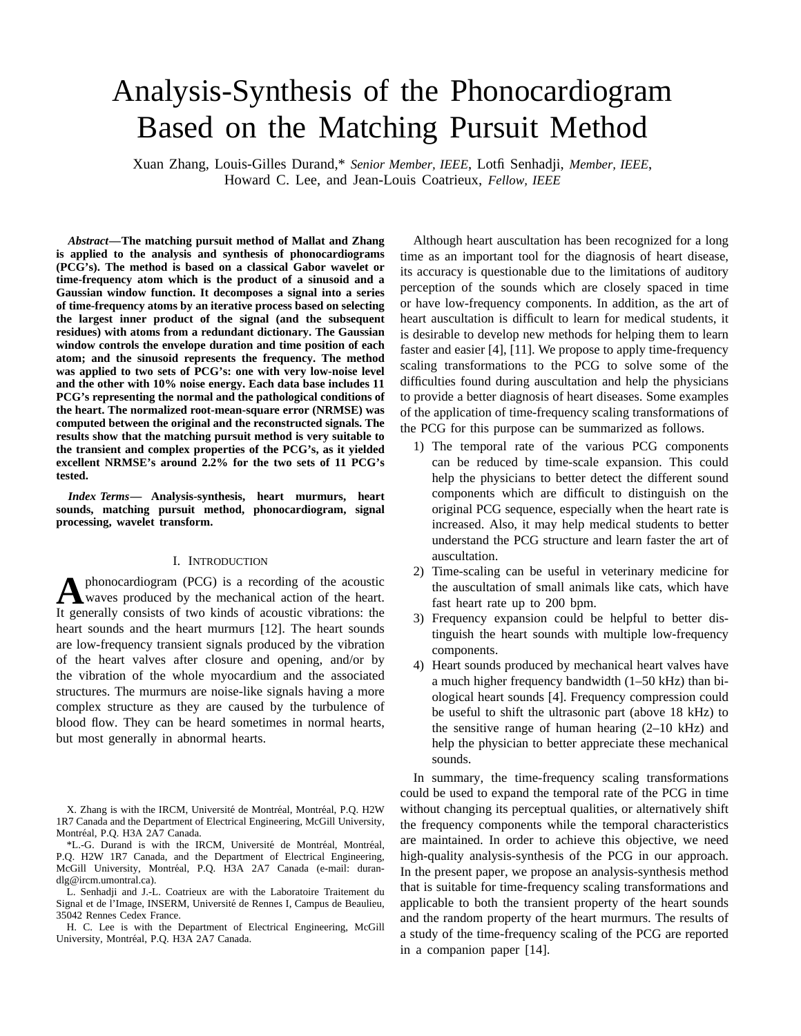# Analysis-Synthesis of the Phonocardiogram Based on the Matching Pursuit Method

Xuan Zhang, Louis-Gilles Durand,* *Senior Member, IEEE*, Lotfi Senhadji, *Member, IEEE*, Howard C. Lee, and Jean-Louis Coatrieux, *Fellow, IEEE*

***Abstract*—The matching pursuit method of Mallat and Zhang is applied to the analysis and synthesis of phonocardiograms (PCG's). The method is based on a classical Gabor wavelet or time-frequency atom which is the product of a sinusoid and a Gaussian window function. It decomposes a signal into a series of time-frequency atoms by an iterative process based on selecting the largest inner product of the signal (and the subsequent residues) with atoms from a redundant dictionary. The Gaussian window controls the envelope duration and time position of each atom; and the sinusoid represents the frequency. The method was applied to two sets of PCG's: one with very low-noise level and the other with 10% noise energy. Each data base includes 11 PCG's representing the normal and the pathological conditions of the heart. The normalized root-mean-square error (NRMSE) was computed between the original and the reconstructed signals. The results show that the matching pursuit method is very suitable to the transient and complex properties of the PCG's, as it yielded excellent NRMSE's around 2.2% for the two sets of 11 PCG's tested.**

***Index Terms*— Analysis-synthesis, heart murmurs, heart sounds, matching pursuit method, phonocardiogram, signal processing, wavelet transform.**

## I. Introduction

A phonocardiogram (PCG) is a recording of the acoustic waves produced by the mechanical action of the heart. It generally consists of two kinds of acoustic vibrations: the heart sounds and the heart murmurs [12]. The heart sounds are low-frequency transient signals produced by the vibration of the heart valves after closure and opening, and/or by the vibration of the whole myocardium and the associated structures. The murmurs are noise-like signals having a more complex structure as they are caused by the turbulence of blood flow. They can be heard sometimes in normal hearts, but most generally in abnormal hearts.

X. Zhang is with the IRCM, Université de Montréal, Montréal, P.Q. H2W 1R7 Canada and the Department of Electrical Engineering, McGill University, Montréal, P.Q. H3A 2A7 Canada.

*L.-G. Durand is with the IRCM, Université de Montréal, Montréal, P.Q. H2W 1R7 Canada, and the Department of Electrical Engineering, McGill University, Montréal, P.Q. H3A 2A7 Canada (e-mail: durandlg@ircm.umontral.ca).

L. Senhadji and J.-L. Coatrieux are with the Laboratoire Traitement du Signal et de l'Image, INSERM, Université de Rennes I, Campus de Beaulieu, 35042 Rennes Cedex France.

H. C. Lee is with the Department of Electrical Engineering, McGill University, Montréal, P.Q. H3A 2A7 Canada.

Although heart auscultation has been recognized for a long time as an important tool for the diagnosis of heart disease, its accuracy is questionable due to the limitations of auditory perception of the sounds which are closely spaced in time or have low-frequency components. In addition, as the art of heart auscultation is difficult to learn for medical students, it is desirable to develop new methods for helping them to learn faster and easier [4], [11]. We propose to apply time-frequency scaling transformations to the PCG to solve some of the difficulties found during auscultation and help the physicians to provide a better diagnosis of heart diseases. Some examples of the application of time-frequency scaling transformations of the PCG for this purpose can be summarized as follows.

1) The temporal rate of the various PCG components can be reduced by time-scale expansion. This could help the physicians to better detect the different sound components which are difficult to distinguish on the original PCG sequence, especially when the heart rate is increased. Also, it may help medical students to better understand the PCG structure and learn faster the art of auscultation.
2) Time-scaling can be useful in veterinary medicine for the auscultation of small animals like cats, which have fast heart rate up to 200 bpm.
3) Frequency expansion could be helpful to better distinguish the heart sounds with multiple low-frequency components.
4) Heart sounds produced by mechanical heart valves have a much higher frequency bandwidth (1–50 kHz) than biological heart sounds [4]. Frequency compression could be useful to shift the ultrasonic part (above 18 kHz) to the sensitive range of human hearing (2–10 kHz) and help the physician to better appreciate these mechanical sounds.

In summary, the time-frequency scaling transformations could be used to expand the temporal rate of the PCG in time without changing its perceptual qualities, or alternatively shift the frequency components while the temporal characteristics are maintained. In order to achieve this objective, we need high-quality analysis-synthesis of the PCG in our approach. In the present paper, we propose an analysis-synthesis method that is suitable for time-frequency scaling transformations and applicable to both the transient property of the heart sounds and the random property of the heart murmurs. The results of a study of the time-frequency scaling of the PCG are reported in a companion paper [14].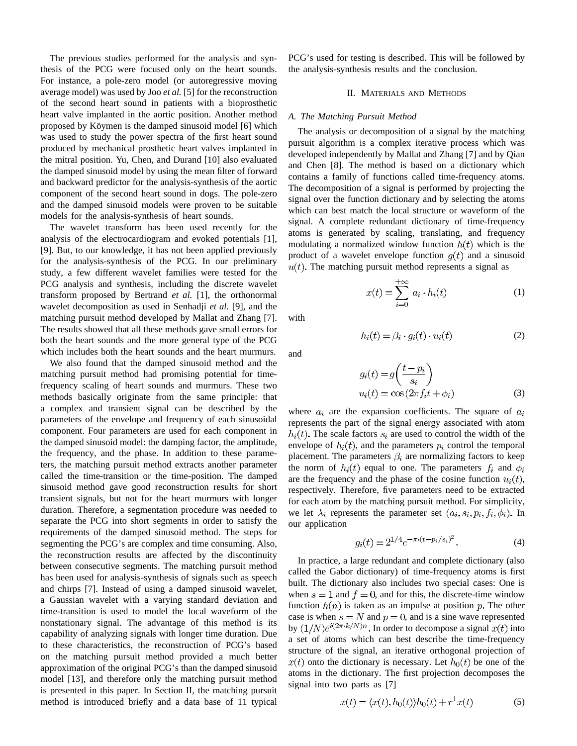The previous studies performed for the analysis and synthesis of the PCG were focused only on the heart sounds. For instance, a pole-zero model (or autoregressive moving average model) was used by Joo *et al.* [5] for the reconstruction of the second heart sound in patients with a bioprosthetic heart valve implanted in the aortic position. Another method proposed by Köymen is the damped sinusoid model [6] which was used to study the power spectra of the first heart sound produced by mechanical prosthetic heart valves implanted in the mitral position. Yu, Chen, and Durand [10] also evaluated the damped sinusoid model by using the mean filter of forward and backward predictor for the analysis-synthesis of the aortic component of the second heart sound in dogs. The pole-zero and the damped sinusoid models were proven to be suitable models for the analysis-synthesis of heart sounds.

The wavelet transform has been used recently for the analysis of the electrocardiogram and evoked potentials [1], [9]. But, to our knowledge, it has not been applied previously for the analysis-synthesis of the PCG. In our preliminary study, a few different wavelet families were tested for the PCG analysis and synthesis, including the discrete wavelet transform proposed by Bertrand *et al.* [1], the orthonormal wavelet decomposition as used in Senhadji *et al.* [9], and the matching pursuit method developed by Mallat and Zhang [7]. The results showed that all these methods gave small errors for both the heart sounds and the more general type of the PCG which includes both the heart sounds and the heart murmurs.

We also found that the damped sinusoid method and the matching pursuit method had promising potential for time-frequency scaling of heart sounds and murmurs. These two methods basically originate from the same principle: that a complex and transient signal can be described by the parameters of the envelope and frequency of each sinusoidal component. Four parameters are used for each component in the damped sinusoid model: the damping factor, the amplitude, the frequency, and the phase. In addition to these parameters, the matching pursuit method extracts another parameter called the time-transition or the time-position. The damped sinusoid method gave good reconstruction results for short transient signals, but not for the heart murmurs with longer duration. Therefore, a segmentation procedure was needed to separate the PCG into short segments in order to satisfy the requirements of the damped sinusoid method. The steps for segmenting the PCG's are complex and time consuming. Also, the reconstruction results are affected by the discontinuity between consecutive segments. The matching pursuit method has been used for analysis-synthesis of signals such as speech and chirps [7]. Instead of using a damped sinusoid wavelet, a Gaussian wavelet with a varying standard deviation and time-transition is used to model the local waveform of the nonstationary signal. The advantage of this method is its capability of analyzing signals with longer time duration. Due to these characteristics, the reconstruction of PCG's based on the matching pursuit method provided a much better approximation of the original PCG's than the damped sinusoid model [13], and therefore only the matching pursuit method is presented in this paper. In Section II, the matching pursuit method is introduced briefly and a data base of 11 typical PCG's used for testing is described. This will be followed by the analysis-synthesis results and the conclusion.

## II. Materials and Methods

### A. The Matching Pursuit Method

The analysis or decomposition of a signal by the matching pursuit algorithm is a complex iterative process which was developed independently by Mallat and Zhang [7] and by Qian and Chen [8]. The method is based on a dictionary which contains a family of functions called time-frequency atoms. The decomposition of a signal is performed by projecting the signal over the function dictionary and by selecting the atoms which can best match the local structure or waveform of the signal. A complete redundant dictionary of time-frequency atoms is generated by scaling, translating, and frequency modulating a normalized window function $h(t)$ which is the product of a wavelet envelope function $g(t)$ and a sinusoid $u(t)$. The matching pursuit method represents a signal as

$$x(t) = \sum_{i=0}^{+\infty} a_i \cdot h_i(t) \tag{1}$$

with

$$h_i(t) = \beta_i \cdot g_i(t) \cdot u_i(t) \tag{2}$$

and

$$\begin{aligned} g_i(t) &= g\left(\frac{t - p_i}{s_i}\right) \\ u_i(t) &= \cos(2\pi f_i t + \phi_i) \end{aligned} \tag{3}$$

where $a_i$ are the expansion coefficients. The square of $a_i$ represents the part of the signal energy associated with atom $h_i(t)$. The scale factors $s_i$ are used to control the width of the envelope of $h_i(t)$, and the parameters $p_i$ control the temporal placement. The parameters $\beta_i$ are normalizing factors to keep the norm of $h_i(t)$ equal to one. The parameters $f_i$ and $\phi_i$ are the frequency and the phase of the cosine function $u_i(t)$, respectively. Therefore, five parameters need to be extracted for each atom by the matching pursuit method. For simplicity, we let $\lambda_i$ represents the parameter set $(a_i, s_i, p_i, f_i, \phi_i)$. In our application

$$g_i(t) = 2^{1/4} e^{-\pi \cdot (t - p_i/s_i)^2}. \tag{4}$$

In practice, a large redundant and complete dictionary (also called the Gabor dictionary) of time-frequency atoms is first built. The dictionary also includes two special cases: One is when $s = 1$ and $f = 0$, and for this, the discrete-time window function $h(n)$ is taken as an impulse at position $p$. The other case is when $s = N$ and $p = 0$, and is a sine wave represented by $(1/N)e^{i(2\pi \cdot k/N)n}$. In order to decompose a signal $x(t)$ into a set of atoms which can best describe the time-frequency structure of the signal, an iterative orthogonal projection of $x(t)$ onto the dictionary is necessary. Let $h_0(t)$ be one of the atoms in the dictionary. The first projection decomposes the signal into two parts as [7]

$$x(t) = \langle x(t), h_0(t) \rangle h_0(t) + r^1 x(t) \tag{5}$$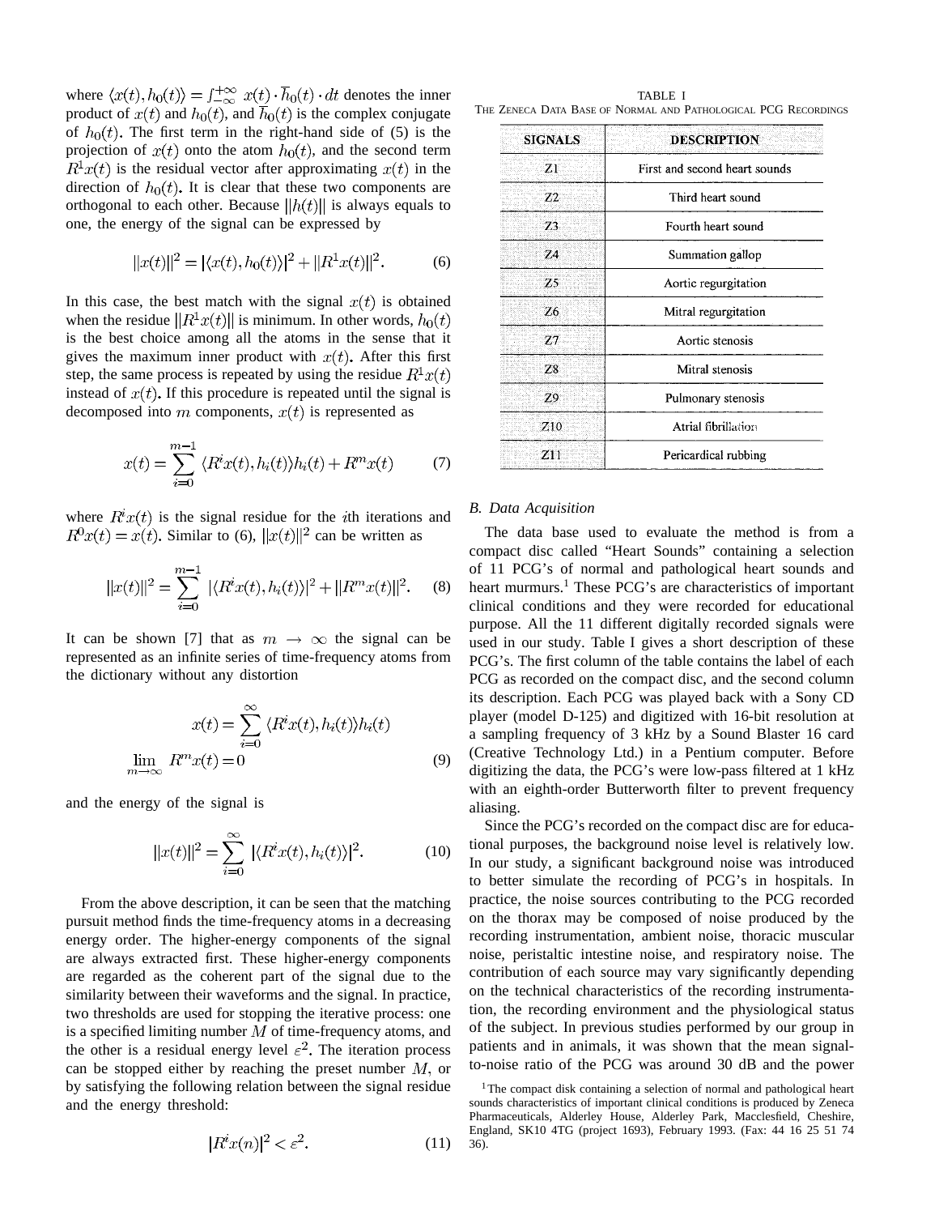where $\langle x(t), h_0(t)\rangle = \int_{-\infty}^{+\infty} x(t) \cdot \overline{h}_0(t) \cdot dt$ denotes the inner product of $x(t)$ and $h_0(t)$, and $\overline{h}_0(t)$ is the complex conjugate of $h_0(t)$. The first term in the right-hand side of (5) is the projection of $x(t)$ onto the atom $h_0(t)$, and the second term $R^1x(t)$ is the residual vector after approximating $x(t)$ in the direction of $h_0(t)$. It is clear that these two components are orthogonal to each other. Because $||h(t)||$ is always equals to one, the energy of the signal can be expressed by

$$||x(t)||^2 = |\langle x(t), h_0(t)\rangle|^2 + ||R^1x(t)||^2. \tag{6}$$

In this case, the best match with the signal $x(t)$ is obtained when the residue $||R^1x(t)||$ is minimum. In other words, $h_0(t)$ is the best choice among all the atoms in the sense that it gives the maximum inner product with $x(t)$. After this first step, the same process is repeated by using the residue $R^1x(t)$ instead of $x(t)$. If this procedure is repeated until the signal is decomposed into $m$ components, $x(t)$ is represented as

$$x(t) = \sum_{i=0}^{m-1} \langle R^ix(t), h_i(t)\rangle h_i(t) + R^mx(t) \tag{7}$$

where $R^ix(t)$ is the signal residue for the $i$th iterations and $R^0x(t) = x(t)$. Similar to (6), $||x(t)||^2$ can be written as

$$||x(t)||^2 = \sum_{i=0}^{m-1} |\langle R^ix(t), h_i(t)\rangle|^2 + ||R^mx(t)||^2. \tag{8}$$

It can be shown [7] that as $m \to \infty$ the signal can be represented as an infinite series of time-frequency atoms from the dictionary without any distortion

$$x(t) = \sum_{i=0}^{\infty} \langle R^ix(t), h_i(t)\rangle h_i(t)$$
$$\lim_{m\to\infty} R^mx(t) = 0 \tag{9}$$

and the energy of the signal is

$$||x(t)||^2 = \sum_{i=0}^{\infty} |\langle R^ix(t), h_i(t)\rangle|^2. \tag{10}$$

From the above description, it can be seen that the matching pursuit method finds the time-frequency atoms in a decreasing energy order. The higher-energy components of the signal are always extracted first. These higher-energy components are regarded as the coherent part of the signal due to the similarity between their waveforms and the signal. In practice, two thresholds are used for stopping the iterative process: one is a specified limiting number $M$ of time-frequency atoms, and the other is a residual energy level $\varepsilon^2$. The iteration process can be stopped either by reaching the preset number $M$, or by satisfying the following relation between the signal residue and the energy threshold:

$$|R^ix(n)|^2 < \varepsilon^2. \tag{11}$$

TABLE I
THE ZENECA DATA BASE OF NORMAL AND PATHOLOGICAL PCG RECORDINGS

| SIGNALS | DESCRIPTION |
|---|---|
| Z1 | First and second heart sounds |
| Z2 | Third heart sound |
| Z3 | Fourth heart sound |
| Z4 | Summation gallop |
| Z5 | Aortic regurgitation |
| Z6 | Mitral regurgitation |
| Z7 | Aortic stenosis |
| Z8 | Mitral stenosis |
| Z9 | Pulmonary stenosis |
| Z10 | Atrial fibrillation |
| Z11 | Pericardical rubbing |

### *B. Data Acquisition*

The data base used to evaluate the method is from a compact disc called "Heart Sounds" containing a selection of 11 PCG's of normal and pathological heart sounds and heart murmurs.[1] These PCG's are characteristics of important clinical conditions and they were recorded for educational purpose. All the 11 different digitally recorded signals were used in our study. Table I gives a short description of these PCG's. The first column of the table contains the label of each PCG as recorded on the compact disc, and the second column its description. Each PCG was played back with a Sony CD player (model D-125) and digitized with 16-bit resolution at a sampling frequency of 3 kHz by a Sound Blaster 16 card (Creative Technology Ltd.) in a Pentium computer. Before digitizing the data, the PCG's were low-pass filtered at 1 kHz with an eighth-order Butterworth filter to prevent frequency aliasing.

Since the PCG's recorded on the compact disc are for educational purposes, the background noise level is relatively low. In our study, a significant background noise was introduced to better simulate the recording of PCG's in hospitals. In practice, the noise sources contributing to the PCG recorded on the thorax may be composed of noise produced by the recording instrumentation, ambient noise, thoracic muscular noise, peristaltic intestine noise, and respiratory noise. The contribution of each source may vary significantly depending on the technical characteristics of the recording instrumentation, the recording environment and the physiological status of the subject. In previous studies performed by our group in patients and in animals, it was shown that the mean signal-to-noise ratio of the PCG was around 30 dB and the power

[1] The compact disk containing a selection of normal and pathological heart sounds characteristics of important clinical conditions is produced by Zeneca Pharmaceuticals, Alderley House, Alderley Park, Macclesfield, Cheshire, England, SK10 4TG (project 1693), February 1993. (Fax: 44 16 25 51 74 36).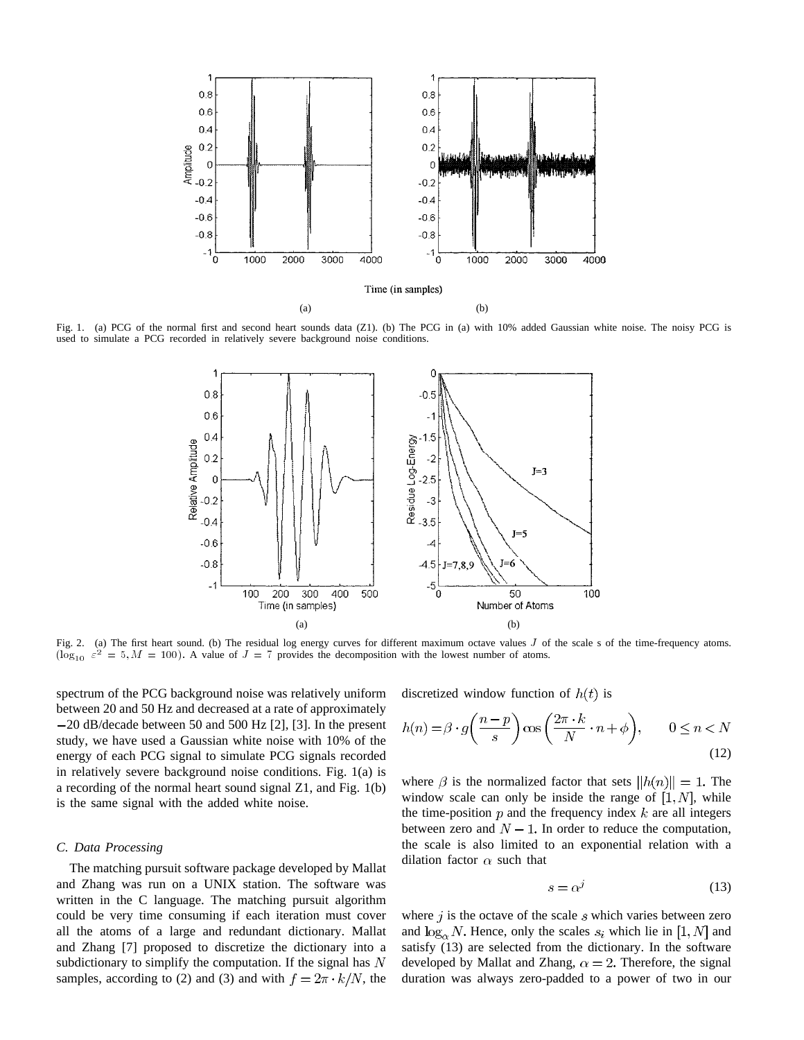Fig. 1. (a) PCG of the normal first and second heart sounds data (Z1). (b) The PCG in (a) with 10% added Gaussian white noise. The noisy PCG is used to simulate a PCG recorded in relatively severe background noise conditions.

Fig. 2. (a) The first heart sound. (b) The residual log energy curves for different maximum octave values $J$ of the scale s of the time-frequency atoms. $(\log_{10} \varepsilon^2 = 5, M = 100)$. A value of $J = 7$ provides the decomposition with the lowest number of atoms.

spectrum of the PCG background noise was relatively uniform between 20 and 50 Hz and decreased at a rate of approximately −20 dB/decade between 50 and 500 Hz [2], [3]. In the present study, we have used a Gaussian white noise with 10% of the energy of each PCG signal to simulate PCG signals recorded in relatively severe background noise conditions. Fig. 1(a) is a recording of the normal heart sound signal Z1, and Fig. 1(b) is the same signal with the added white noise.

### *C. Data Processing*

The matching pursuit software package developed by Mallat and Zhang was run on a UNIX station. The software was written in the C language. The matching pursuit algorithm could be very time consuming if each iteration must cover all the atoms of a large and redundant dictionary. Mallat and Zhang [7] proposed to discretize the dictionary into a subdictionary to simplify the computation. If the signal has $N$ samples, according to (2) and (3) and with $f = 2\pi \cdot k/N$, the discretized window function of $h(t)$ is

$$h(n) = \beta \cdot g\left(\frac{n-p}{s}\right) \cos\left(\frac{2\pi \cdot k}{N} \cdot n + \phi\right), \qquad 0 \leq n < N \tag{12}$$

where $\beta$ is the normalized factor that sets $\|h(n)\| = 1$. The window scale can only be inside the range of $[1, N]$, while the time-position $p$ and the frequency index $k$ are all integers between zero and $N - 1$. In order to reduce the computation, the scale is also limited to an exponential relation with a dilation factor $\alpha$ such that

$$s = \alpha^j \tag{13}$$

where $j$ is the octave of the scale $s$ which varies between zero and $\log_\alpha N$. Hence, only the scales $s_i$ which lie in $[1, N]$ and satisfy (13) are selected from the dictionary. In the software developed by Mallat and Zhang, $\alpha = 2$. Therefore, the signal duration was always zero-padded to a power of two in our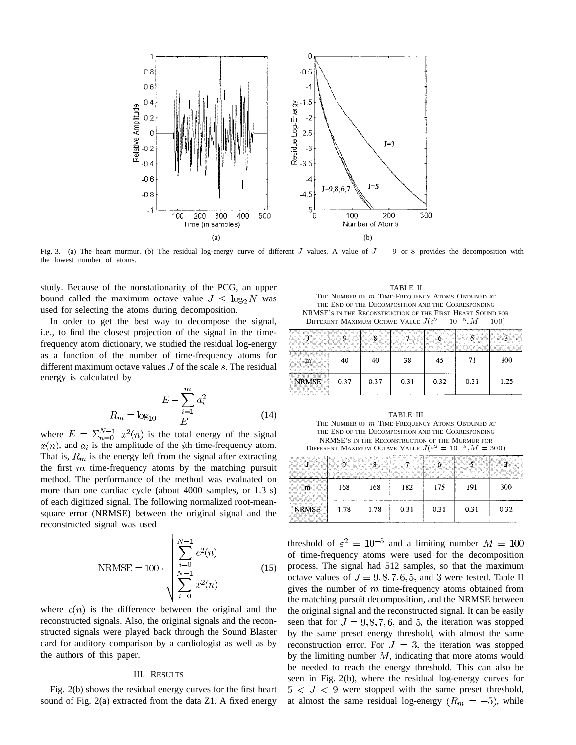Fig. 3. (a) The heart murmur. (b) The residual log-energy curve of different $J$ values. A value of $J = 9$ or $8$ provides the decomposition with the lowest number of atoms.

study. Because of the nonstationarity of the PCG, an upper bound called the maximum octave value $J \leq \log_2 N$ was used for selecting the atoms during decomposition.

In order to get the best way to decompose the signal, i.e., to find the closest projection of the signal in the time-frequency atom dictionary, we studied the residual log-energy as a function of the number of time-frequency atoms for different maximum octave values $J$ of the scale $s$. The residual energy is calculated by

$$R_m = \log_{10} \frac{E - \sum_{i=1}^{m} a_i^2}{E} \tag{14}$$

where $E = \sum_{n=0}^{N-1} x^2(n)$ is the total energy of the signal $x(n)$, and $a_i$ is the amplitude of the $i$th time-frequency atom. That is, $R_m$ is the energy left from the signal after extracting the first $m$ time-frequency atoms by the matching pursuit method. The performance of the method was evaluated on more than one cardiac cycle (about 4000 samples, or 1.3 s) of each digitized signal. The following normalized root-mean-square error (NRMSE) between the original signal and the reconstructed signal was used

$$\text{NRMSE} = 100 \cdot \sqrt{\frac{\sum_{i=0}^{N-1} e^2(n)}{\sum_{i=0}^{N-1} x^2(n)}} \tag{15}$$

where $e(n)$ is the difference between the original and the reconstructed signals. Also, the original signals and the reconstructed signals were played back through the Sound Blaster card for auditory comparison by a cardiologist as well as by the authors of this paper.

## III. Results

Fig. 2(b) shows the residual energy curves for the first heart sound of Fig. 2(a) extracted from the data Z1. A fixed energy threshold of $\varepsilon^2 = 10^{-5}$ and a limiting number $M = 100$ of time-frequency atoms were used for the decomposition process. The signal had 512 samples, so that the maximum octave values of $J = 9, 8, 7, 6, 5,$ and $3$ were tested. Table II gives the number of $m$ time-frequency atoms obtained from the matching pursuit decomposition, and the NRMSE between the original signal and the reconstructed signal. It can be easily seen that for $J = 9, 8, 7, 6,$ and $5$, the iteration was stopped by the same preset energy threshold, with almost the same reconstruction error. For $J = 3$, the iteration was stopped by the limiting number $M$, indicating that more atoms would be needed to reach the energy threshold. This can also be seen in Fig. 2(b), where the residual log-energy curves for $5 < J < 9$ were stopped with the same preset threshold, at almost the same residual log-energy ($R_m = -5$), while

TABLE II
The Number of $m$ Time-Frequency Atoms Obtained at the End of the Decomposition and the Corresponding NRMSE's in the Reconstruction of the First Heart Sound for Different Maximum Octave Value $J(\varepsilon^2 = 10^{-5}, M = 100)$

| J | 9 | 8 | 7 | 6 | 5 | 3 |
|---|---|---|---|---|---|---|
| m | 40 | 40 | 38 | 45 | 71 | 100 |
| NRMSE | 0.37 | 0.37 | 0.31 | 0.32 | 0.31 | 1.25 |

TABLE III
The Number of $m$ Time-Frequency Atoms Obtained at the End of the Decomposition and the Corresponding NRMSE's in the Reconstruction of the Murmur for Different Maximum Octave Value $J(\varepsilon^2 = 10^{-5}, M = 300)$

| J | 9 | 8 | 7 | 6 | 5 | 3 |
|---|---|---|---|---|---|---|
| m | 168 | 168 | 182 | 175 | 191 | 300 |
| NRMSE | 1.78 | 1.78 | 0.31 | 0.31 | 0.31 | 0.32 |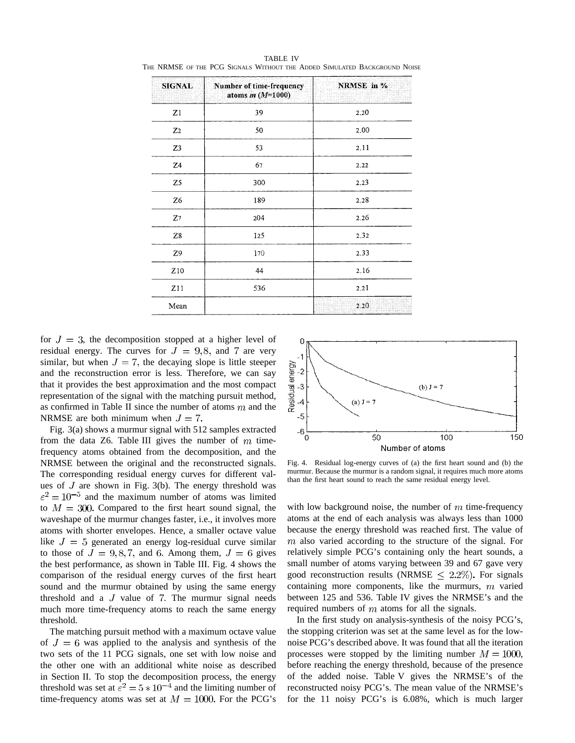TABLE IV
THE NRMSE OF THE PCG SIGNALS WITHOUT THE ADDED SIMULATED BACKGROUND NOISE

| SIGNAL | Number of time-frequency atoms $m$ ($M$=1000) | NRMSE in % |
|---|---|---|
| Z1 | 39 | 2.20 |
| Z2 | 50 | 2.00 |
| Z3 | 53 | 2.11 |
| Z4 | 67 | 2.22 |
| Z5 | 300 | 2.23 |
| Z6 | 189 | 2.28 |
| Z7 | 204 | 2.26 |
| Z8 | 125 | 2.32 |
| Z9 | 170 | 2.33 |
| Z10 | 44 | 2.16 |
| Z11 | 536 | 2.21 |
| Mean | | 2.20 |

for $J = 3$, the decomposition stopped at a higher level of residual energy. The curves for $J = 9, 8,$ and $7$ are very similar, but when $J = 7$, the decaying slope is little steeper and the reconstruction error is less. Therefore, we can say that it provides the best approximation and the most compact representation of the signal with the matching pursuit method, as confirmed in Table II since the number of atoms $m$ and the NRMSE are both minimum when $J = 7$.

Fig. 3(a) shows a murmur signal with 512 samples extracted from the data Z6. Table III gives the number of $m$ time-frequency atoms obtained from the decomposition, and the NRMSE between the original and the reconstructed signals. The corresponding residual energy curves for different values of $J$ are shown in Fig. 3(b). The energy threshold was $\varepsilon^2 = 10^{-5}$ and the maximum number of atoms was limited to $M = 300$. Compared to the first heart sound signal, the waveshape of the murmur changes faster, i.e., it involves more atoms with shorter envelopes. Hence, a smaller octave value like $J = 5$ generated an energy log-residual curve similar to those of $J = 9, 8, 7,$ and $6$. Among them, $J = 6$ gives the best performance, as shown in Table III. Fig. 4 shows the comparison of the residual energy curves of the first heart sound and the murmur obtained by using the same energy threshold and a $J$ value of 7. The murmur signal needs much more time-frequency atoms to reach the same energy threshold.

The matching pursuit method with a maximum octave value of $J = 6$ was applied to the analysis and synthesis of the two sets of the 11 PCG signals, one set with low noise and the other one with an additional white noise as described in Section II. To stop the decomposition process, the energy threshold was set at $\varepsilon^2 = 5 * 10^{-4}$ and the limiting number of time-frequency atoms was set at $M = 1000$. For the PCG's with low background noise, the number of $m$ time-frequency atoms at the end of each analysis was always less than 1000 because the energy threshold was reached first. The value of $m$ also varied according to the structure of the signal. For relatively simple PCG's containing only the heart sounds, a small number of atoms varying between 39 and 67 gave very good reconstruction results (NRMSE $\leq 2.2\%$). For signals containing more components, like the murmurs, $m$ varied between 125 and 536. Table IV gives the NRMSE's and the required numbers of $m$ atoms for all the signals.

Fig. 4. Residual log-energy curves of (a) the first heart sound and (b) the murmur. Because the murmur is a random signal, it requires much more atoms than the first heart sound to reach the same residual energy level.

In the first study on analysis-synthesis of the noisy PCG's, the stopping criterion was set at the same level as for the low-noise PCG's described above. It was found that all the iteration processes were stopped by the limiting number $M = 1000$, before reaching the energy threshold, because of the presence of the added noise. Table V gives the NRMSE's of the reconstructed noisy PCG's. The mean value of the NRMSE's for the 11 noisy PCG's is 6.08%, which is much larger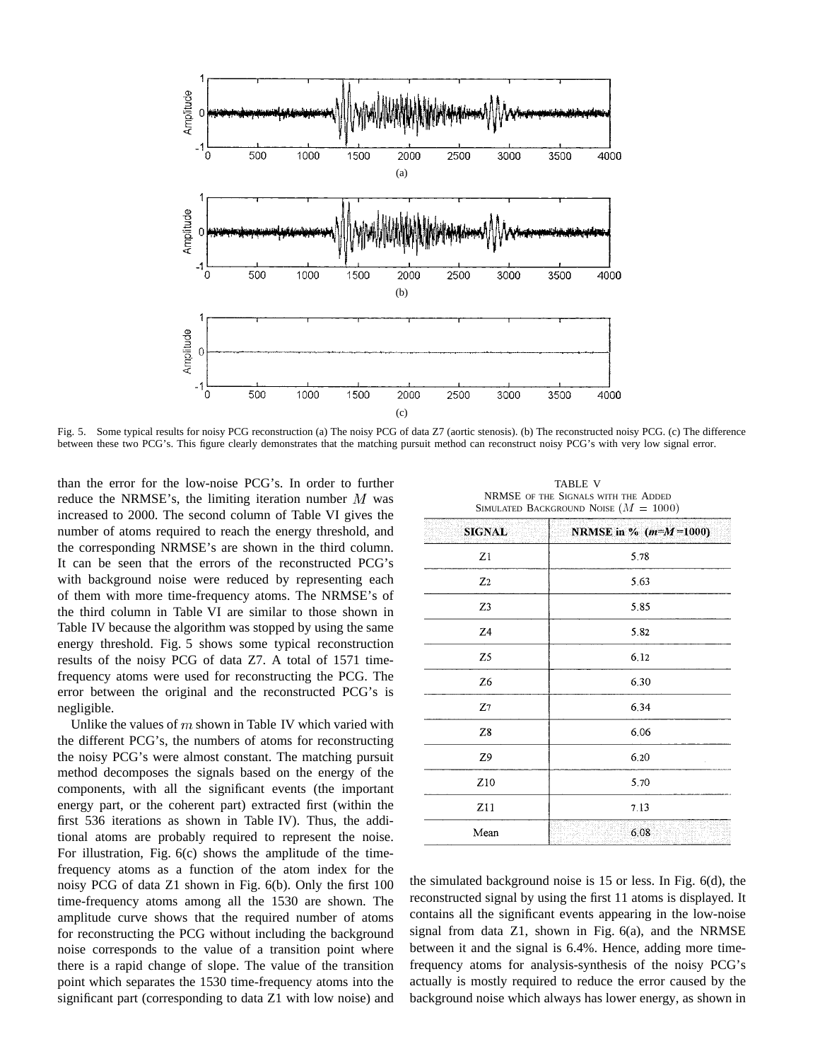Fig. 5. Some typical results for noisy PCG reconstruction (a) The noisy PCG of data Z7 (aortic stenosis). (b) The reconstructed noisy PCG. (c) The difference between these two PCG's. This figure clearly demonstrates that the matching pursuit method can reconstruct noisy PCG's with very low signal error.

than the error for the low-noise PCG's. In order to further reduce the NRMSE's, the limiting iteration number $M$ was increased to 2000. The second column of Table VI gives the number of atoms required to reach the energy threshold, and the corresponding NRMSE's are shown in the third column. It can be seen that the errors of the reconstructed PCG's with background noise were reduced by representing each of them with more time-frequency atoms. The NRMSE's of the third column in Table VI are similar to those shown in Table IV because the algorithm was stopped by using the same energy threshold. Fig. 5 shows some typical reconstruction results of the noisy PCG of data Z7. A total of 1571 time-frequency atoms were used for reconstructing the PCG. The error between the original and the reconstructed PCG's is negligible.

Unlike the values of $m$ shown in Table IV which varied with the different PCG's, the numbers of atoms for reconstructing the noisy PCG's were almost constant. The matching pursuit method decomposes the signals based on the energy of the components, with all the significant events (the important energy part, or the coherent part) extracted first (within the first 536 iterations as shown in Table IV). Thus, the additional atoms are probably required to represent the noise. For illustration, Fig. 6(c) shows the amplitude of the time-frequency atoms as a function of the atom index for the noisy PCG of data Z1 shown in Fig. 6(b). Only the first 100 time-frequency atoms among all the 1530 are shown. The amplitude curve shows that the required number of atoms for reconstructing the PCG without including the background noise corresponds to the value of a transition point where there is a rapid change of slope. The value of the transition point which separates the 1530 time-frequency atoms into the significant part (corresponding to data Z1 with low noise) and the simulated background noise is 15 or less. In Fig. 6(d), the reconstructed signal by using the first 11 atoms is displayed. It contains all the significant events appearing in the low-noise signal from data Z1, shown in Fig. 6(a), and the NRMSE between it and the signal is 6.4%. Hence, adding more time-frequency atoms for analysis-synthesis of the noisy PCG's actually is mostly required to reduce the error caused by the background noise which always has lower energy, as shown in

TABLE V
NRMSE OF THE SIGNALS WITH THE ADDED SIMULATED BACKGROUND NOISE ($M = 1000$)

| SIGNAL | NRMSE in % ($m$=$M$=1000) |
|---|---|
| Z1 | 5.78 |
| Z2 | 5.63 |
| Z3 | 5.85 |
| Z4 | 5.82 |
| Z5 | 6.12 |
| Z6 | 6.30 |
| Z7 | 6.34 |
| Z8 | 6.06 |
| Z9 | 6.20 |
| Z10 | 5.70 |
| Z11 | 7.13 |
| Mean | 6.08 |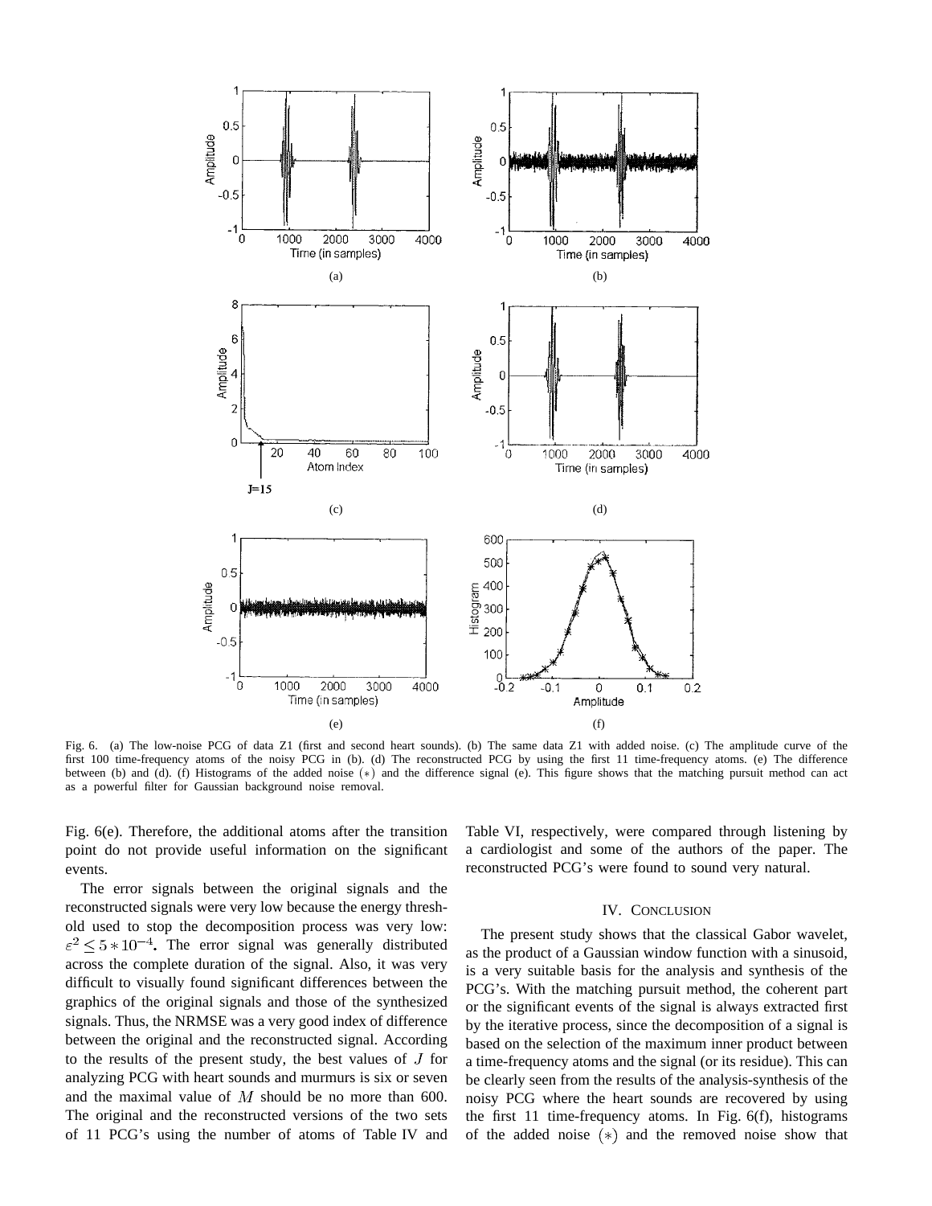Fig. 6. (a) The low-noise PCG of data Z1 (first and second heart sounds). (b) The same data Z1 with added noise. (c) The amplitude curve of the first 100 time-frequency atoms of the noisy PCG in (b). (d) The reconstructed PCG by using the first 11 time-frequency atoms. (e) The difference between (b) and (d). (f) Histograms of the added noise $(*)$ and the difference signal (e). This figure shows that the matching pursuit method can act as a powerful filter for Gaussian background noise removal.

Fig. 6(e). Therefore, the additional atoms after the transition point do not provide useful information on the significant events.

The error signals between the original signals and the reconstructed signals were very low because the energy threshold used to stop the decomposition process was very low: $\varepsilon^2 \leq 5 * 10^{-4}$. The error signal was generally distributed across the complete duration of the signal. Also, it was very difficult to visually found significant differences between the graphics of the original signals and those of the synthesized signals. Thus, the NRMSE was a very good index of difference between the original and the reconstructed signal. According to the results of the present study, the best values of $J$ for analyzing PCG with heart sounds and murmurs is six or seven and the maximal value of $M$ should be no more than 600. The original and the reconstructed versions of the two sets of 11 PCG's using the number of atoms of Table IV and Table VI, respectively, were compared through listening by a cardiologist and some of the authors of the paper. The reconstructed PCG's were found to sound very natural.

## IV. Conclusion

The present study shows that the classical Gabor wavelet, as the product of a Gaussian window function with a sinusoid, is a very suitable basis for the analysis and synthesis of the PCG's. With the matching pursuit method, the coherent part or the significant events of the signal is always extracted first by the iterative process, since the decomposition of a signal is based on the selection of the maximum inner product between a time-frequency atoms and the signal (or its residue). This can be clearly seen from the results of the analysis-synthesis of the noisy PCG where the heart sounds are recovered by using the first 11 time-frequency atoms. In Fig. 6(f), histograms of the added noise $(*)$ and the removed noise show that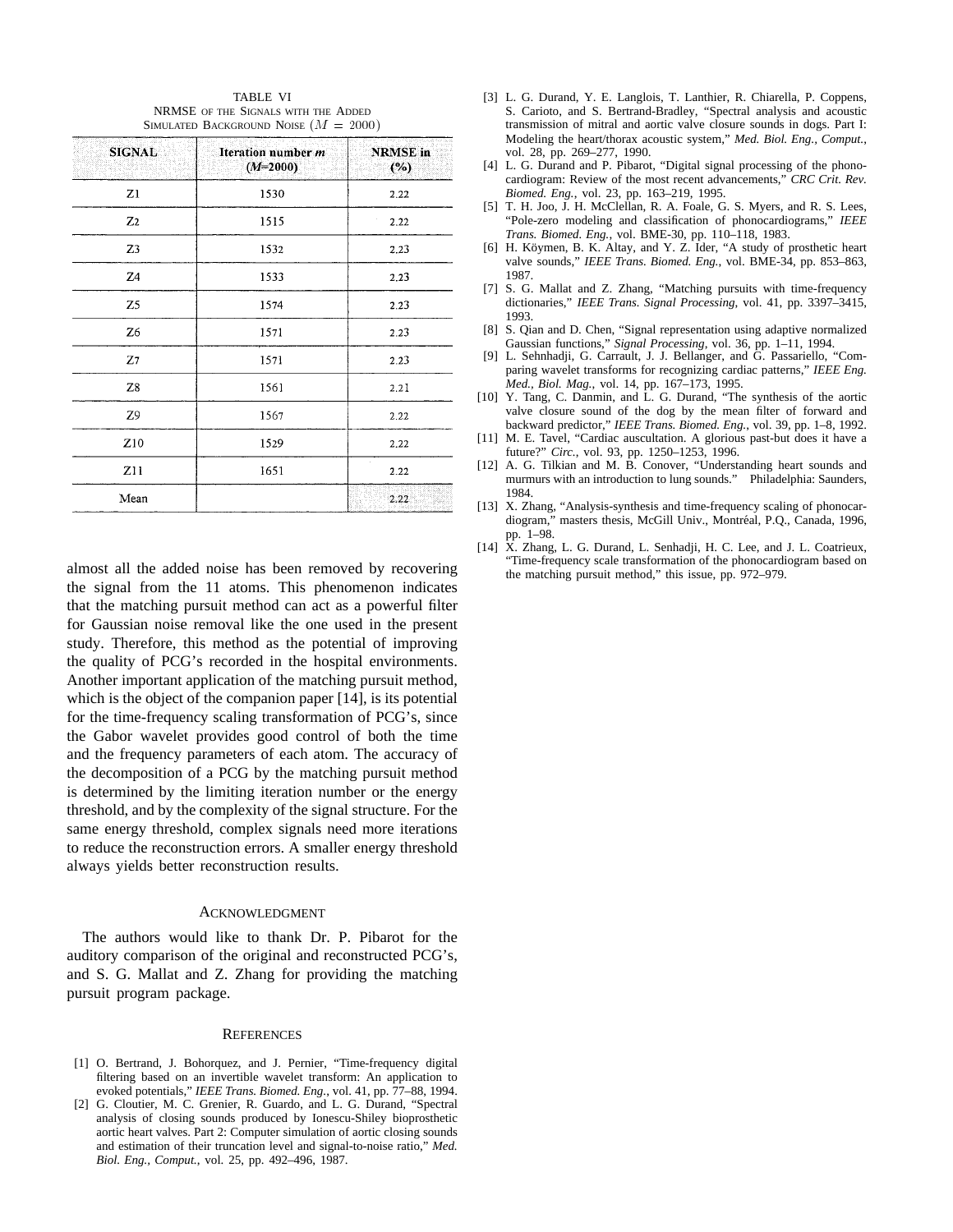TABLE VI
NRMSE of the Signals with the Added Simulated Background Noise ($M = 2000$)

| SIGNAL | Iteration number $m$ ($M$=2000) | NRMSE in (%) |
|---|---|---|
| Z1 | 1530 | 2.22 |
| Z2 | 1515 | 2.22 |
| Z3 | 1532 | 2.23 |
| Z4 | 1533 | 2.23 |
| Z5 | 1574 | 2.23 |
| Z6 | 1571 | 2.23 |
| Z7 | 1571 | 2.23 |
| Z8 | 1561 | 2.21 |
| Z9 | 1567 | 2.22 |
| Z10 | 1529 | 2.22 |
| Z11 | 1651 | 2.22 |
| Mean | | 2.22 |

almost all the added noise has been removed by recovering the signal from the 11 atoms. This phenomenon indicates that the matching pursuit method can act as a powerful filter for Gaussian noise removal like the one used in the present study. Therefore, this method as the potential of improving the quality of PCG's recorded in the hospital environments. Another important application of the matching pursuit method, which is the object of the companion paper [14], is its potential for the time-frequency scaling transformation of PCG's, since the Gabor wavelet provides good control of both the time and the frequency parameters of each atom. The accuracy of the decomposition of a PCG by the matching pursuit method is determined by the limiting iteration number or the energy threshold, and by the complexity of the signal structure. For the same energy threshold, complex signals need more iterations to reduce the reconstruction errors. A smaller energy threshold always yields better reconstruction results.

## Acknowledgment

The authors would like to thank Dr. P. Pibarot for the auditory comparison of the original and reconstructed PCG's, and S. G. Mallat and Z. Zhang for providing the matching pursuit program package.

## References

[1] O. Bertrand, J. Bohorquez, and J. Pernier, "Time-frequency digital filtering based on an invertible wavelet transform: An application to evoked potentials," *IEEE Trans. Biomed. Eng.*, vol. 41, pp. 77–88, 1994.

[2] G. Cloutier, M. C. Grenier, R. Guardo, and L. G. Durand, "Spectral analysis of closing sounds produced by Ionescu-Shiley bioprosthetic aortic heart valves. Part 2: Computer simulation of aortic closing sounds and estimation of their truncation level and signal-to-noise ratio," *Med. Biol. Eng., Comput.*, vol. 25, pp. 492–496, 1987.

[3] L. G. Durand, Y. E. Langlois, T. Lanthier, R. Chiarella, P. Coppens, S. Carioto, and S. Bertrand-Bradley, "Spectral analysis and acoustic transmission of mitral and aortic valve closure sounds in dogs. Part I: Modeling the heart/thorax acoustic system," *Med. Biol. Eng., Comput.*, vol. 28, pp. 269–277, 1990.

[4] L. G. Durand and P. Pibarot, "Digital signal processing of the phonocardiogram: Review of the most recent advancements," *CRC Crit. Rev. Biomed. Eng.*, vol. 23, pp. 163–219, 1995.

[5] T. H. Joo, J. H. McClellan, R. A. Foale, G. S. Myers, and R. S. Lees, "Pole-zero modeling and classification of phonocardiograms," *IEEE Trans. Biomed. Eng.*, vol. BME-30, pp. 110–118, 1983.

[6] H. Köymen, B. K. Altay, and Y. Z. Ider, "A study of prosthetic heart valve sounds," *IEEE Trans. Biomed. Eng.*, vol. BME-34, pp. 853–863, 1987.

[7] S. G. Mallat and Z. Zhang, "Matching pursuits with time-frequency dictionaries," *IEEE Trans. Signal Processing*, vol. 41, pp. 3397–3415, 1993.

[8] S. Qian and D. Chen, "Signal representation using adaptive normalized Gaussian functions," *Signal Processing*, vol. 36, pp. 1–11, 1994.

[9] L. Sehnhadji, G. Carrault, J. J. Bellanger, and G. Passariello, "Comparing wavelet transforms for recognizing cardiac patterns," *IEEE Eng. Med., Biol. Mag.*, vol. 14, pp. 167–173, 1995.

[10] Y. Tang, C. Danmin, and L. G. Durand, "The synthesis of the aortic valve closure sound of the dog by the mean filter of forward and backward predictor," *IEEE Trans. Biomed. Eng.*, vol. 39, pp. 1–8, 1992.

[11] M. E. Tavel, "Cardiac auscultation. A glorious past-but does it have a future?" *Circ.*, vol. 93, pp. 1250–1253, 1996.

[12] A. G. Tilkian and M. B. Conover, "Understanding heart sounds and murmurs with an introduction to lung sounds." Philadelphia: Saunders, 1984.

[13] X. Zhang, "Analysis-synthesis and time-frequency scaling of phonocardiogram," masters thesis, McGill Univ., Montréal, P.Q., Canada, 1996, pp. 1–98.

[14] X. Zhang, L. G. Durand, L. Senhadji, H. C. Lee, and J. L. Coatrieux, "Time-frequency scale transformation of the phonocardiogram based on the matching pursuit method," this issue, pp. 972–979.